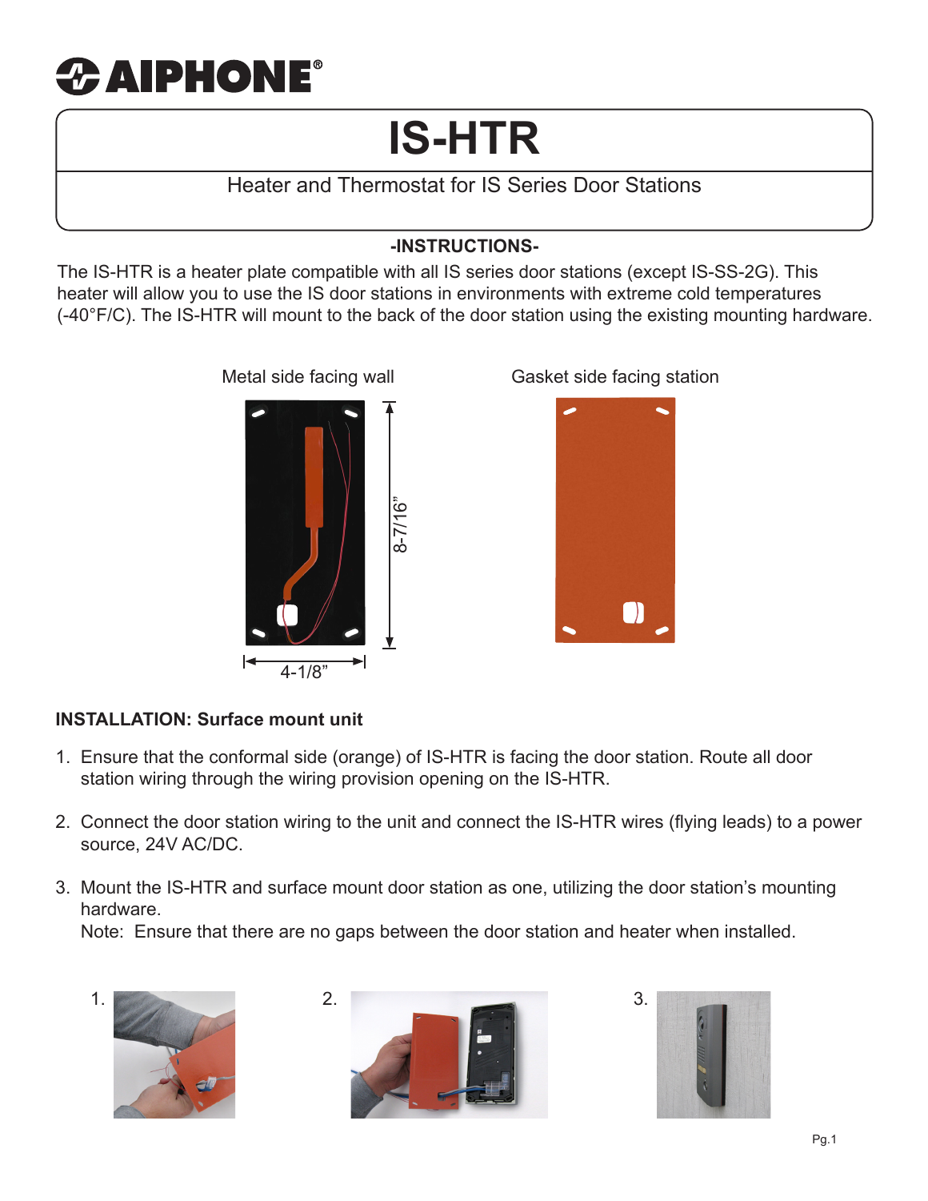# AIPHONE®

# IS-HTR

Heater and Thermostat for IS Series Door Stations

**-INSTRUCTIONS-**

The IS-HTR is a heater plate compatible with all IS series door stations (except IS-SS-2G). This heater will allow you to use the IS door stations in environments with extreme cold temperatures (-40°F/C). The IS-HTR will mount to the back of the door station using the existing mounting hardware.

Metal side facing wall

Gasket side facing station

8-7/16"

4-1/8"

**INSTALLATION: Surface mount unit**

1. Ensure that the conformal side (orange) of IS-HTR is facing the door station. Route all door station wiring through the wiring provision opening on the IS-HTR.

2. Connect the door station wiring to the unit and connect the IS-HTR wires (flying leads) to a power source, 24V AC/DC.

3. Mount the IS-HTR and surface mount door station as one, utilizing the door station's mounting hardware.
   Note: Ensure that there are no gaps between the door station and heater when installed.

1. 2. 3.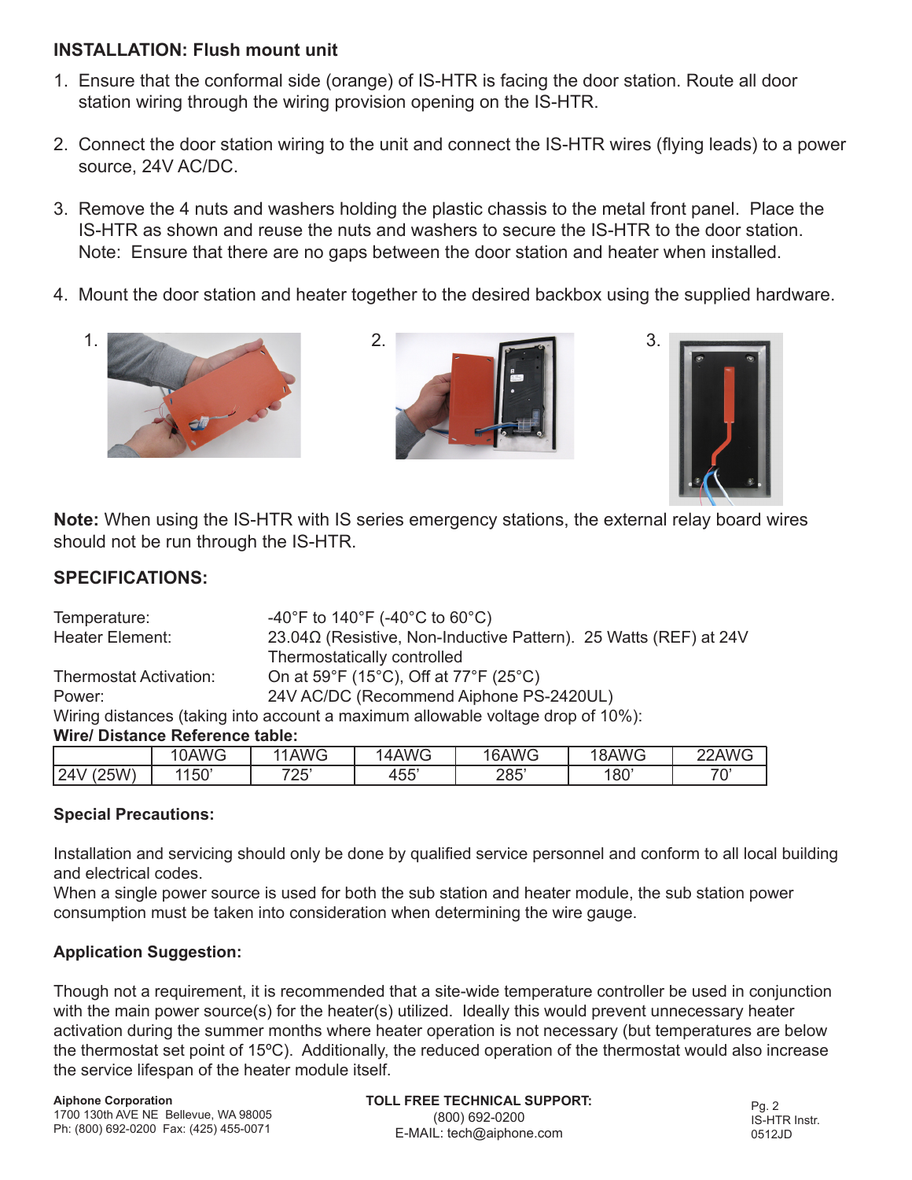**INSTALLATION: Flush mount unit**

1. Ensure that the conformal side (orange) of IS-HTR is facing the door station. Route all door station wiring through the wiring provision opening on the IS-HTR.
2. Connect the door station wiring to the unit and connect the IS-HTR wires (flying leads) to a power source, 24V AC/DC.
3. Remove the 4 nuts and washers holding the plastic chassis to the metal front panel. Place the IS-HTR as shown and reuse the nuts and washers to secure the IS-HTR to the door station. Note: Ensure that there are no gaps between the door station and heater when installed.
4. Mount the door station and heater together to the desired backbox using the supplied hardware.

1.

2.

3.

**Note:** When using the IS-HTR with IS series emergency stations, the external relay board wires should not be run through the IS-HTR.

## SPECIFICATIONS:

Temperature: -40°F to 140°F (-40°C to 60°C)
Heater Element: 23.04Ω (Resistive, Non-Inductive Pattern). 25 Watts (REF) at 24V Thermostatically controlled
Thermostat Activation: On at 59°F (15°C), Off at 77°F (25°C)
Power: 24V AC/DC (Recommend Aiphone PS-2420UL)
Wiring distances (taking into account a maximum allowable voltage drop of 10%):

**Wire/ Distance Reference table:**

| | 10AWG | 11AWG | 14AWG | 16AWG | 18AWG | 22AWG |
|---|---|---|---|---|---|---|
| 24V (25W) | 1150' | 725' | 455' | 285' | 180' | 70' |

**Special Precautions:**

Installation and servicing should only be done by qualified service personnel and conform to all local building and electrical codes.
When a single power source is used for both the sub station and heater module, the sub station power consumption must be taken into consideration when determining the wire gauge.

**Application Suggestion:**

Though not a requirement, it is recommended that a site-wide temperature controller be used in conjunction with the main power source(s) for the heater(s) utilized. Ideally this would prevent unnecessary heater activation during the summer months where heater operation is not necessary (but temperatures are below the thermostat set point of 15ºC). Additionally, the reduced operation of the thermostat would also increase the service lifespan of the heater module itself.

**Aiphone Corporation**
1700 130th AVE NE Bellevue, WA 98005
Ph: (800) 692-0200 Fax: (425) 455-0071

**TOLL FREE TECHNICAL SUPPORT:**
(800) 692-0200
E-MAIL: tech@aiphone.com

IS-HTR Instr.
0512JD